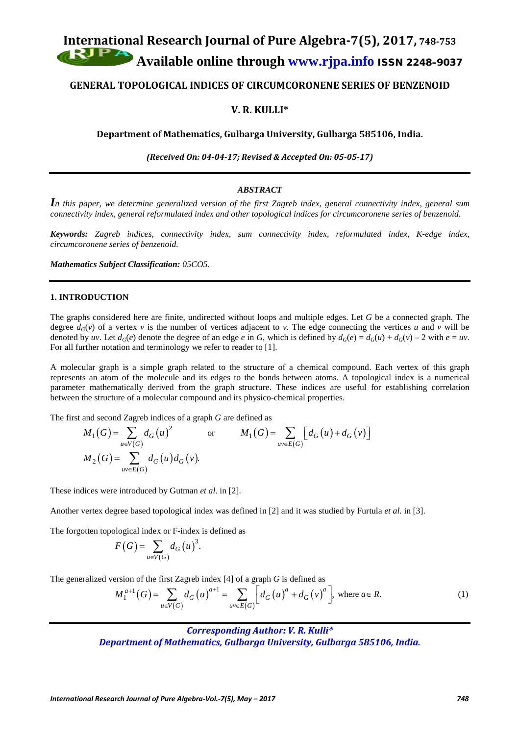# GENERAL TOPOLOGICAL INDICES OF CIRCUMCORONENE SERIES OF BENZENOID

## V. R. KULLI*

**Department of Mathematics, Gulbarga University, Gulbarga 585106, India.**

*(Received On: 04-04-17; Revised & Accepted On: 05-05-17)*

---

### *ABSTRACT*

*In this paper, we determine generalized version of the first Zagreb index, general connectivity index, general sum connectivity index, general reformulated index and other topological indices for circumcoronene series of benzenoid.*

***Keywords:*** *Zagreb indices, connectivity index, sum connectivity index, reformulated index, K-edge index, circumcoronene series of benzenoid.*

***Mathematics Subject Classification:*** *05CO5.*

---

## 1. INTRODUCTION

The graphs considered here are finite, undirected without loops and multiple edges. Let $G$ be a connected graph. The degree $d_G(v)$ of a vertex $v$ is the number of vertices adjacent to $v$. The edge connecting the vertices $u$ and $v$ will be denoted by $uv$. Let $d_G(e)$ denote the degree of an edge $e$ in $G$, which is defined by $d_G(e) = d_G(u) + d_G(v) - 2$ with $e = uv$. For all further notation and terminology we refer to reader to [1].

A molecular graph is a simple graph related to the structure of a chemical compound. Each vertex of this graph represents an atom of the molecule and its edges to the bonds between atoms. A topological index is a numerical parameter mathematically derived from the graph structure. These indices are useful for establishing correlation between the structure of a molecular compound and its physico-chemical properties.

The first and second Zagreb indices of a graph $G$ are defined as

$$M_1(G) = \sum_{u \in V(G)} d_G(u)^2 \qquad \text{or} \qquad M_1(G) = \sum_{uv \in E(G)} \left[ d_G(u) + d_G(v) \right]$$

$$M_2(G) = \sum_{uv \in E(G)} d_G(u) d_G(v).$$

These indices were introduced by Gutman *et al.* in [2].

Another vertex degree based topological index was defined in [2] and it was studied by Furtula *et al.* in [3].

The forgotten topological index or F-index is defined as

$$F(G) = \sum_{u \in V(G)} d_G(u)^3.$$

The generalized version of the first Zagreb index [4] of a graph $G$ is defined as

$$M_1^{a+1}(G) = \sum_{u \in V(G)} d_G(u)^{a+1} = \sum_{uv \in E(G)} \left[ d_G(u)^a + d_G(v)^a \right], \text{ where } a \in R. \tag{1}$$

---

*Corresponding Author: V. R. Kulli**
*Department of Mathematics, Gulbarga University, Gulbarga 585106, India.*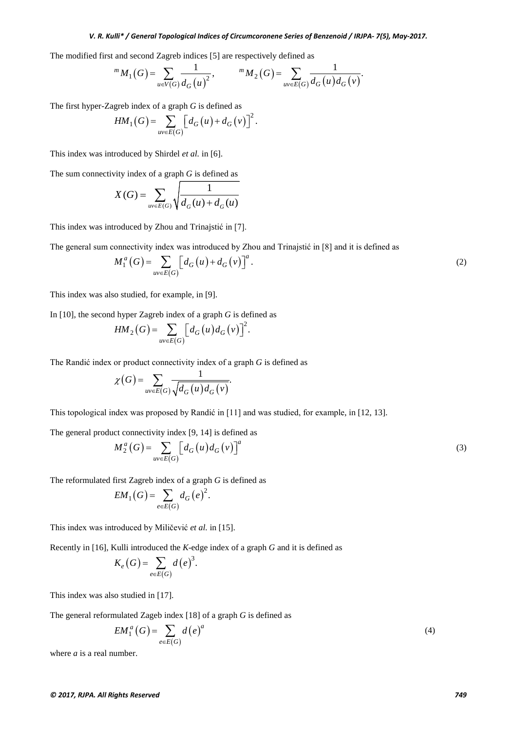The modified first and second Zagreb indices [5] are respectively defined as

$$ {}^{m}M_1(G) = \sum_{u \in V(G)} \frac{1}{d_G(u)^2}, \qquad {}^{m}M_2(G) = \sum_{uv \in E(G)} \frac{1}{d_G(u)d_G(v)}. $$

The first hyper-Zagreb index of a graph *G* is defined as

$$ HM_1(G) = \sum_{uv \in E(G)} \left[ d_G(u) + d_G(v) \right]^2. $$

This index was introduced by Shirdel *et al.* in [6].

The sum connectivity index of a graph *G* is defined as

$$ X(G) = \sum_{uv \in E(G)} \sqrt{\frac{1}{d_G(u) + d_G(u)}} $$

This index was introduced by Zhou and Trinajstić in [7].

The general sum connectivity index was introduced by Zhou and Trinajstić in [8] and it is defined as

$$ M_1^a(G) = \sum_{uv \in E(G)} \left[ d_G(u) + d_G(v) \right]^a. \tag{2} $$

This index was also studied, for example, in [9].

In [10], the second hyper Zagreb index of a graph *G* is defined as

$$ HM_2(G) = \sum_{uv \in E(G)} \left[ d_G(u) d_G(v) \right]^2. $$

The Randić index or product connectivity index of a graph *G* is defined as

$$ \chi(G) = \sum_{uv \in E(G)} \frac{1}{\sqrt{d_G(u) d_G(v)}}. $$

This topological index was proposed by Randić in [11] and was studied, for example, in [12, 13].

The general product connectivity index [9, 14] is defined as

$$ M_2^a(G) = \sum_{uv \in E(G)} \left[ d_G(u) d_G(v) \right]^a \tag{3} $$

The reformulated first Zagreb index of a graph *G* is defined as

$$ EM_1(G) = \sum_{e \in E(G)} d_G(e)^2. $$

This index was introduced by Miličević *et al.* in [15].

Recently in [16], Kulli introduced the *K*-edge index of a graph *G* and it is defined as

$$ K_e(G) = \sum_{e \in E(G)} d(e)^3. $$

This index was also studied in [17].

The general reformulated Zageb index [18] of a graph *G* is defined as

$$ EM_1^a(G) = \sum_{e \in E(G)} d(e)^a \tag{4} $$

where *a* is a real number.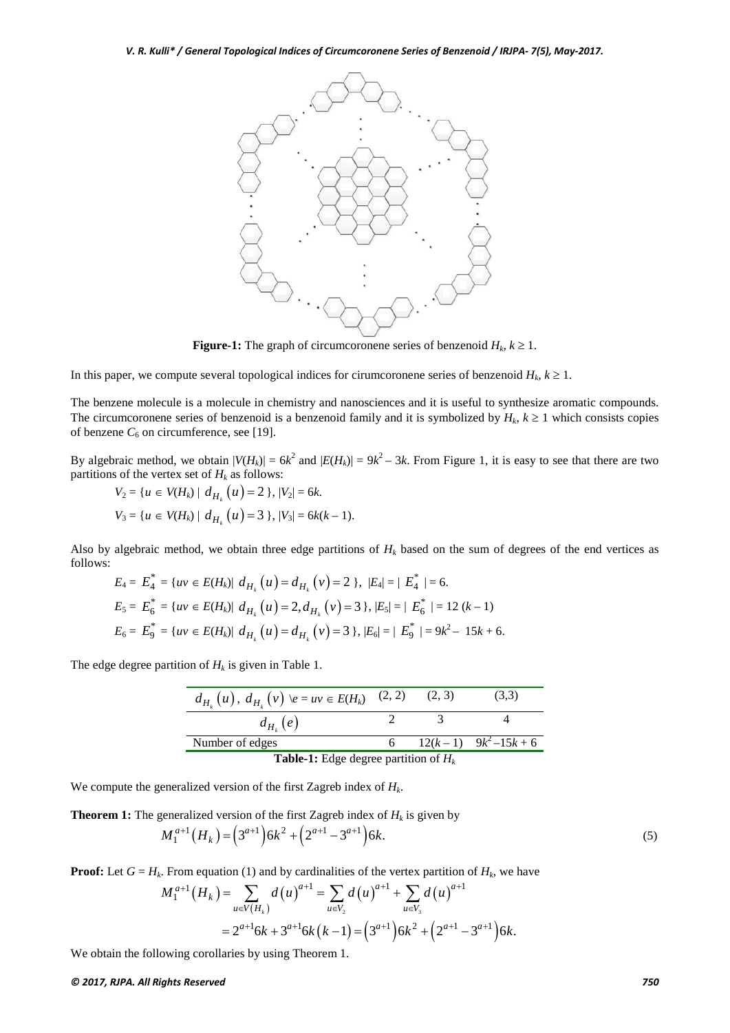**Figure-1:** The graph of circumcoronene series of benzenoid $H_k$, $k \geq 1$.

In this paper, we compute several topological indices for cirumcoronene series of benzenoid $H_k$, $k \geq 1$.

The benzene molecule is a molecule in chemistry and nanosciences and it is useful to synthesize aromatic compounds. The circumcoronene series of benzenoid is a benzenoid family and it is symbolized by $H_k$, $k \geq 1$ which consists copies of benzene $C_6$ on circumference, see [19].

By algebraic method, we obtain $|V(H_k)| = 6k^2$ and $|E(H_k)| = 9k^2 - 3k$. From Figure 1, it is easy to see that there are two partitions of the vertex set of $H_k$ as follows:

$$V_2 = \{u \in V(H_k) \mid d_{H_k}(u) = 2\}, \; |V_2| = 6k.$$

$$V_3 = \{u \in V(H_k) \mid d_{H_k}(u) = 3\}, \; |V_3| = 6k(k-1).$$

Also by algebraic method, we obtain three edge partitions of $H_k$ based on the sum of degrees of the end vertices as follows:

$$E_4 = E_4^* = \{uv \in E(H_k) \mid d_{H_k}(u) = d_{H_k}(v) = 2\}, \; |E_4| = |E_4^*| = 6.$$

$$E_5 = E_6^* = \{uv \in E(H_k) \mid d_{H_k}(u) = 2, d_{H_k}(v) = 3\}, \; |E_5| = |E_6^*| = 12(k-1)$$

$$E_6 = E_9^* = \{uv \in E(H_k) \mid d_{H_k}(u) = d_{H_k}(v) = 3\}, \; |E_6| = |E_9^*| = 9k^2 - 15k + 6.$$

The edge degree partition of $H_k$ is given in Table 1.

| $d_{H_k}(u)$, $d_{H_k}(v)$ \ $e = uv \in E(H_k)$ | (2, 2) | (2, 3) | (3,3) |
|---|---|---|---|
| $d_{H_k}(e)$ | 2 | 3 | 4 |
| Number of edges | 6 | $12(k-1)$ | $9k^2 - 15k + 6$ |

**Table-1:** Edge degree partition of $H_k$

We compute the generalized version of the first Zagreb index of $H_k$.

**Theorem 1:** The generalized version of the first Zagreb index of $H_k$ is given by

$$M_1^{a+1}(H_k) = \left(3^{a+1}\right)6k^2 + \left(2^{a+1} - 3^{a+1}\right)6k. \tag{5}$$

**Proof:** Let $G = H_k$. From equation (1) and by cardinalities of the vertex partition of $H_k$, we have

$$M_1^{a+1}(H_k) = \sum_{u \in V(H_k)} d(u)^{a+1} = \sum_{u \in V_2} d(u)^{a+1} + \sum_{u \in V_3} d(u)^{a+1}$$

$$= 2^{a+1}6k + 3^{a+1}6k(k-1) = \left(3^{a+1}\right)6k^2 + \left(2^{a+1} - 3^{a+1}\right)6k.$$

We obtain the following corollaries by using Theorem 1.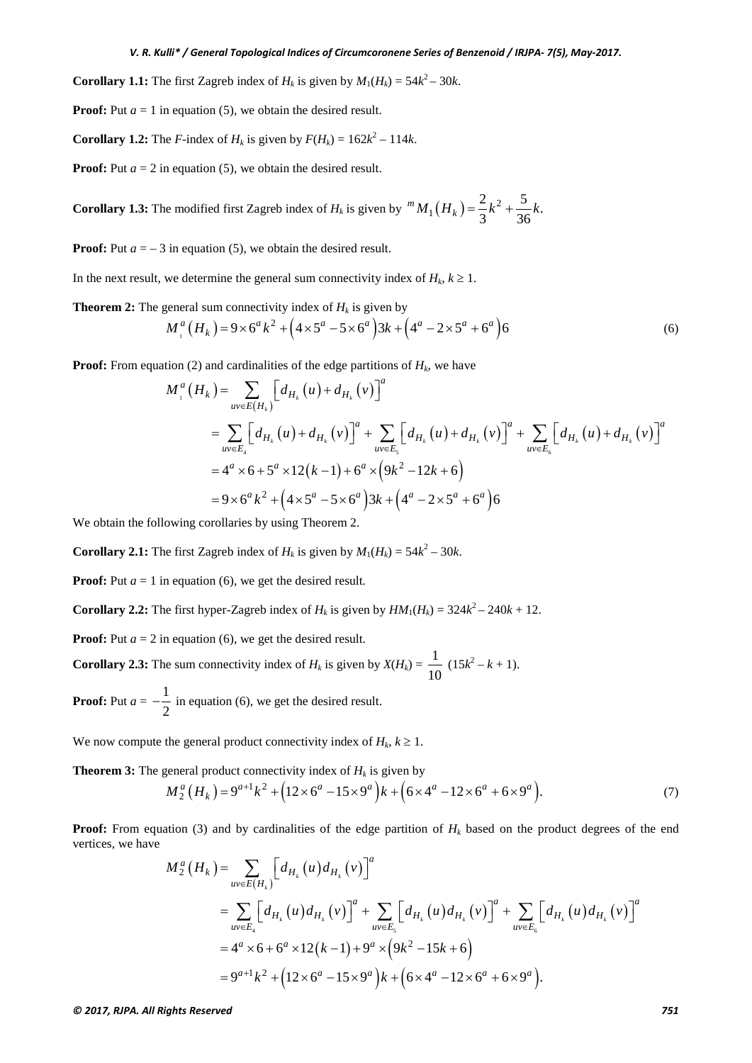**Corollary 1.1:** The first Zagreb index of $H_k$ is given by $M_1(H_k) = 54k^2 – 30k$.

**Proof:** Put $a = 1$ in equation (5), we obtain the desired result.

**Corollary 1.2:** The $F$-index of $H_k$ is given by $F(H_k) = 162k^2 – 114k$.

**Proof:** Put $a = 2$ in equation (5), we obtain the desired result.

**Corollary 1.3:** The modified first Zagreb index of $H_k$ is given by ${}^{m}M_1(H_k) = \frac{2}{3}k^2 + \frac{5}{36}k.$

**Proof:** Put $a = – 3$ in equation (5), we obtain the desired result.

In the next result, we determine the general sum connectivity index of $H_k$, $k \geq 1$.

**Theorem 2:** The general sum connectivity index of $H_k$ is given by

$$M_1^a(H_k) = 9\times 6^a k^2 + \left(4\times 5^a - 5\times 6^a\right)3k + \left(4^a - 2\times 5^a + 6^a\right)6 \tag{6}$$

**Proof:** From equation (2) and cardinalities of the edge partitions of $H_k$, we have

$$\begin{aligned}
M_1^a(H_k) &= \sum_{uv\in E(H_k)}\left[d_{H_k}(u)+d_{H_k}(v)\right]^a \\
&= \sum_{uv\in E_4}\left[d_{H_k}(u)+d_{H_k}(v)\right]^a + \sum_{uv\in E_5}\left[d_{H_k}(u)+d_{H_k}(v)\right]^a + \sum_{uv\in E_6}\left[d_{H_k}(u)+d_{H_k}(v)\right]^a \\
&= 4^a\times 6 + 5^a\times 12(k-1) + 6^a\times\left(9k^2-12k+6\right) \\
&= 9\times 6^a k^2 + \left(4\times 5^a - 5\times 6^a\right)3k + \left(4^a - 2\times 5^a + 6^a\right)6
\end{aligned}$$

We obtain the following corollaries by using Theorem 2.

**Corollary 2.1:** The first Zagreb index of $H_k$ is given by $M_1(H_k) = 54k^2 – 30k$.

**Proof:** Put $a = 1$ in equation (6), we get the desired result.

**Corollary 2.2:** The first hyper-Zagreb index of $H_k$ is given by $HM_1(H_k) = 324k^2 – 240k + 12$.

**Proof:** Put $a = 2$ in equation (6), we get the desired result.

**Corollary 2.3:** The sum connectivity index of $H_k$ is given by $X(H_k) = \frac{1}{10}\ (15k^2 – k + 1)$.

**Proof:** Put $a = -\frac{1}{2}$ in equation (6), we get the desired result.

We now compute the general product connectivity index of $H_k$, $k \geq 1$.

**Theorem 3:** The general product connectivity index of $H_k$ is given by

$$M_2^a(H_k) = 9^{a+1}k^2 + \left(12\times 6^a - 15\times 9^a\right)k + \left(6\times 4^a - 12\times 6^a + 6\times 9^a\right). \tag{7}$$

**Proof:** From equation (3) and by cardinalities of the edge partition of $H_k$ based on the product degrees of the end vertices, we have

$$\begin{aligned}
M_2^a(H_k) &= \sum_{uv\in E(H_k)}\left[d_{H_k}(u)d_{H_k}(v)\right]^a \\
&= \sum_{uv\in E_4}\left[d_{H_k}(u)d_{H_k}(v)\right]^a + \sum_{uv\in E_5}\left[d_{H_k}(u)d_{H_k}(v)\right]^a + \sum_{uv\in E_6}\left[d_{H_k}(u)d_{H_k}(v)\right]^a \\
&= 4^a\times 6 + 6^a\times 12(k-1) + 9^a\times\left(9k^2-15k+6\right) \\
&= 9^{a+1}k^2 + \left(12\times 6^a - 15\times 9^a\right)k + \left(6\times 4^a - 12\times 6^a + 6\times 9^a\right).
\end{aligned}$$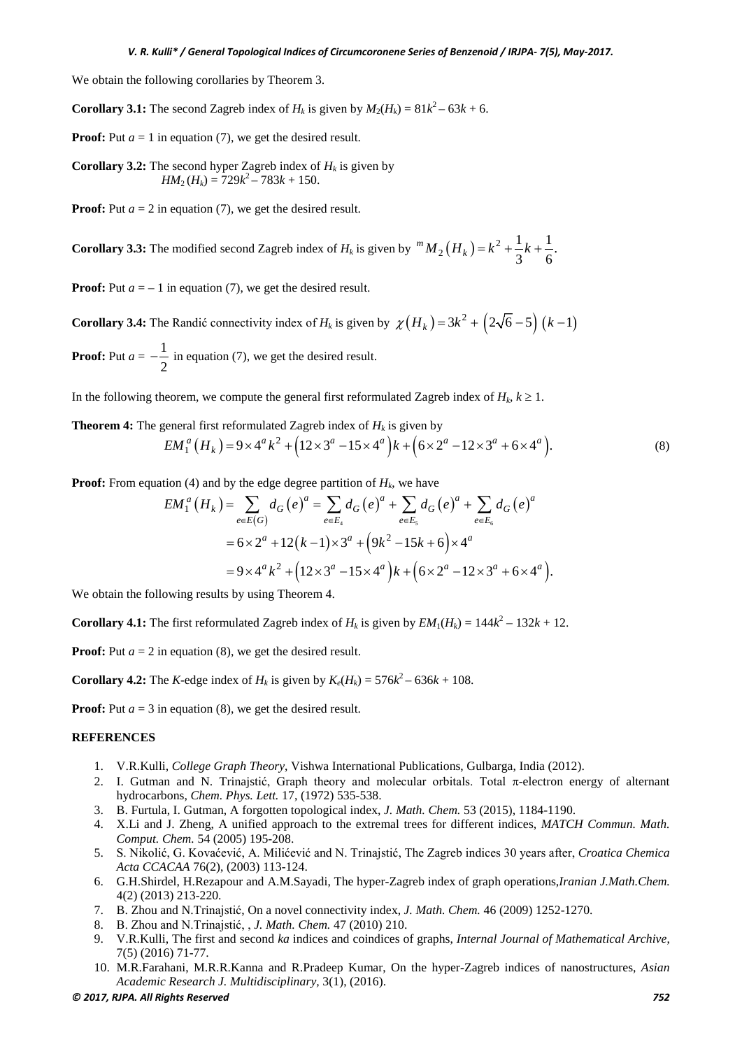We obtain the following corollaries by Theorem 3.

**Corollary 3.1:** The second Zagreb index of $H_k$ is given by $M_2(H_k) = 81k^2 – 63k + 6$.

**Proof:** Put $a = 1$ in equation (7), we get the desired result.

**Corollary 3.2:** The second hyper Zagreb index of $H_k$ is given by
$HM_2(H_k) = 729k^2 – 783k + 150$.

**Proof:** Put $a = 2$ in equation (7), we get the desired result.

**Corollary 3.3:** The modified second Zagreb index of $H_k$ is given by ${}^{m}M_2(H_k) = k^2 + \frac{1}{3}k + \frac{1}{6}$.

**Proof:** Put $a = – 1$ in equation (7), we get the desired result.

**Corollary 3.4:** The Randić connectivity index of $H_k$ is given by $\chi(H_k) = 3k^2 + (2\sqrt{6} - 5)(k-1)$

**Proof:** Put $a = -\frac{1}{2}$ in equation (7), we get the desired result.

In the following theorem, we compute the general first reformulated Zagreb index of $H_k$, $k \geq 1$.

**Theorem 4:** The general first reformulated Zagreb index of $H_k$ is given by

$$EM_1^a(H_k) = 9 \times 4^a k^2 + (12 \times 3^a - 15 \times 4^a)k + (6 \times 2^a - 12 \times 3^a + 6 \times 4^a). \tag{8}$$

**Proof:** From equation (4) and by the edge degree partition of $H_k$, we have

$$\begin{aligned} EM_1^a(H_k) &= \sum_{e \in E(G)} d_G(e)^a = \sum_{e \in E_4} d_G(e)^a + \sum_{e \in E_5} d_G(e)^a + \sum_{e \in E_6} d_G(e)^a \\ &= 6 \times 2^a + 12(k-1) \times 3^a + (9k^2 - 15k + 6) \times 4^a \\ &= 9 \times 4^a k^2 + (12 \times 3^a - 15 \times 4^a)k + (6 \times 2^a - 12 \times 3^a + 6 \times 4^a). \end{aligned}$$

We obtain the following results by using Theorem 4.

**Corollary 4.1:** The first reformulated Zagreb index of $H_k$ is given by $EM_1(H_k) = 144k^2 – 132k + 12$.

**Proof:** Put $a = 2$ in equation (8), we get the desired result.

**Corollary 4.2:** The $K$-edge index of $H_k$ is given by $K_e(H_k) = 576k^2 – 636k + 108$.

**Proof:** Put $a = 3$ in equation (8), we get the desired result.

## REFERENCES

1. V.R.Kulli, *College Graph Theory*, Vishwa International Publications, Gulbarga, India (2012).
2. I. Gutman and N. Trinajstić, Graph theory and molecular orbitals. Total π-electron energy of alternant hydrocarbons, *Chem. Phys. Lett.* 17, (1972) 535-538.
3. B. Furtula, I. Gutman, A forgotten topological index, *J. Math. Chem.* 53 (2015), 1184-1190.
4. X.Li and J. Zheng, A unified approach to the extremal trees for different indices, *MATCH Commun. Math. Comput. Chem.* 54 (2005) 195-208.
5. S. Nikolić, G. Kovaćević, A. Milićević and N. Trinajstić, The Zagreb indices 30 years after, *Croatica Chemica Acta CCACAA* 76(2), (2003) 113-124.
6. G.H.Shirdel, H.Rezapour and A.M.Sayadi, The hyper-Zagreb index of graph operations,*Iranian J.Math.Chem.* 4(2) (2013) 213-220.
7. B. Zhou and N.Trinajstić, On a novel connectivity index, *J. Math. Chem.* 46 (2009) 1252-1270.
8. B. Zhou and N.Trinajstić, , *J. Math. Chem.* 47 (2010) 210.
9. V.R.Kulli, The first and second *ka* indices and coindices of graphs, *Internal Journal of Mathematical Archive*, 7(5) (2016) 71-77.
10. M.R.Farahani, M.R.R.Kanna and R.Pradeep Kumar, On the hyper-Zagreb indices of nanostructures, *Asian Academic Research J. Multidisciplinary*, 3(1), (2016).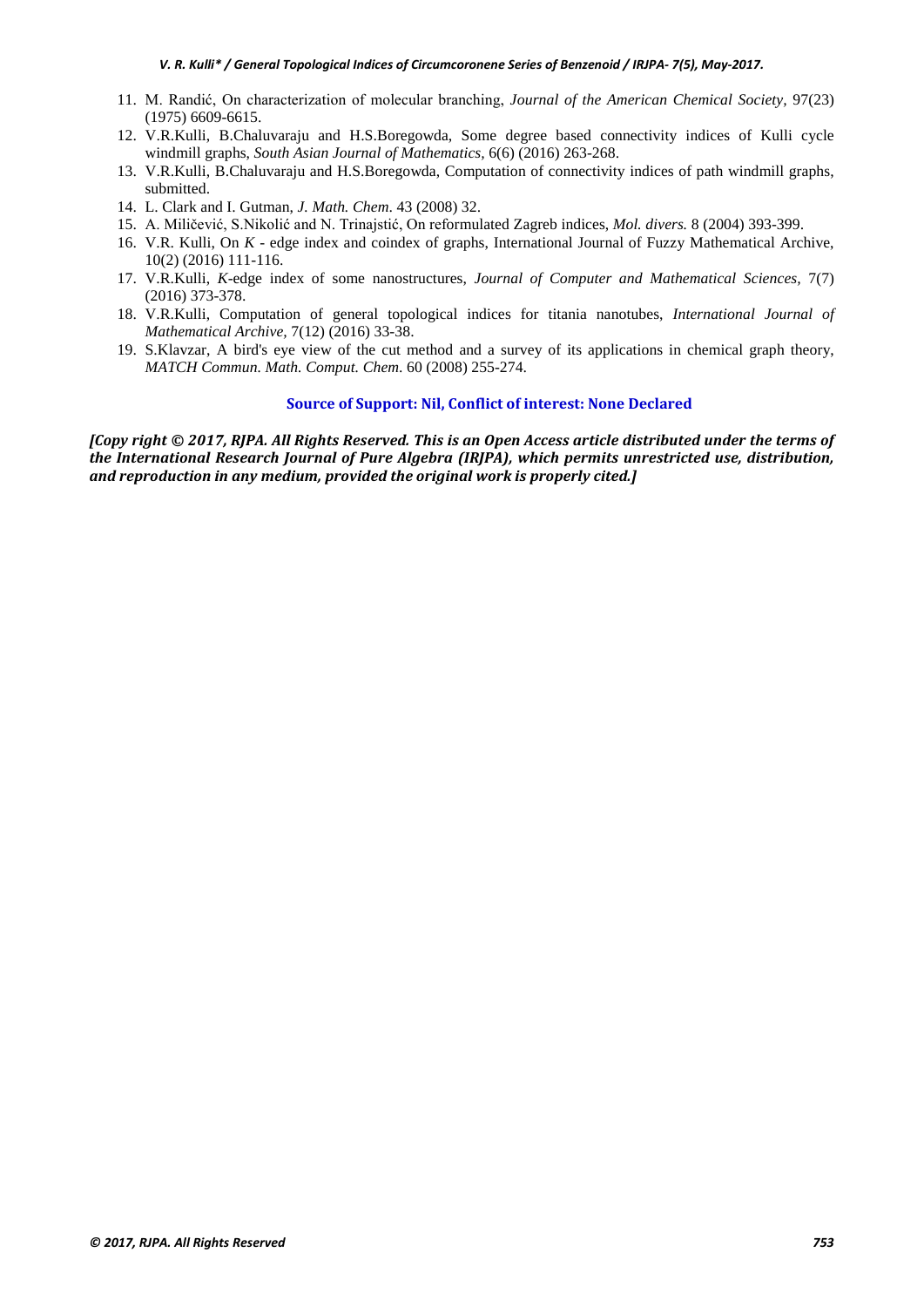11. M. Randić, On characterization of molecular branching, *Journal of the American Chemical Society*, 97(23) (1975) 6609-6615.
12. V.R.Kulli, B.Chaluvaraju and H.S.Boregowda, Some degree based connectivity indices of Kulli cycle windmill graphs, *South Asian Journal of Mathematics*, 6(6) (2016) 263-268.
13. V.R.Kulli, B.Chaluvaraju and H.S.Boregowda, Computation of connectivity indices of path windmill graphs, submitted.
14. L. Clark and I. Gutman, *J. Math. Chem*. 43 (2008) 32.
15. A. Miličević, S.Nikolić and N. Trinajstić, On reformulated Zagreb indices, *Mol. divers.* 8 (2004) 393-399.
16. V.R. Kulli, On *K* - edge index and coindex of graphs, International Journal of Fuzzy Mathematical Archive, 10(2) (2016) 111-116.
17. V.R.Kulli, *K*-edge index of some nanostructures, *Journal of Computer and Mathematical Sciences*, 7(7) (2016) 373-378.
18. V.R.Kulli, Computation of general topological indices for titania nanotubes, *International Journal of Mathematical Archive*, 7(12) (2016) 33-38.
19. S.Klavzar, A bird's eye view of the cut method and a survey of its applications in chemical graph theory, *MATCH Commun. Math. Comput. Chem*. 60 (2008) 255-274.

**Source of Support: Nil, Conflict of interest: None Declared**

***[Copy right © 2017, RJPA. All Rights Reserved. This is an Open Access article distributed under the terms of the International Research Journal of Pure Algebra (IRJPA), which permits unrestricted use, distribution, and reproduction in any medium, provided the original work is properly cited.]***